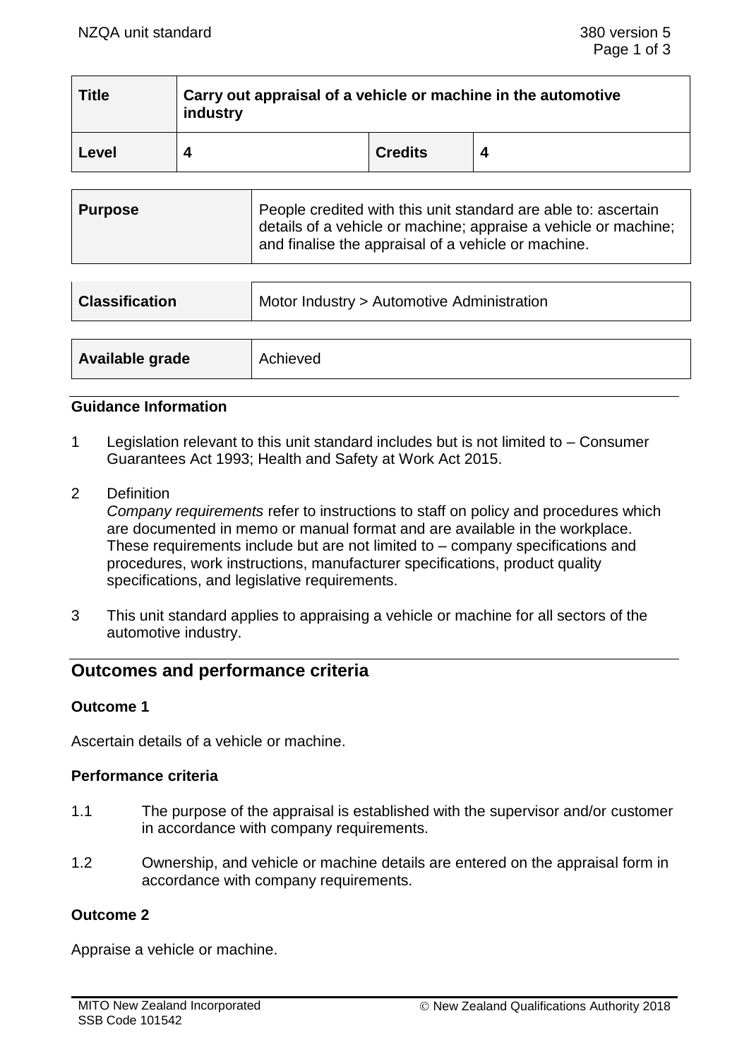| Title | Carry out appraisal of a vehicle or machine in the automotive industry | | |
|---|---|---|---|
| Level | 4 | Credits | 4 |

| Purpose | People credited with this unit standard are able to: ascertain details of a vehicle or machine; appraise a vehicle or machine; and finalise the appraisal of a vehicle or machine. |
|---|---|

| Classification | Motor Industry > Automotive Administration |
|---|---|

| Available grade | Achieved |
|---|---|

### Guidance Information

1 Legislation relevant to this unit standard includes but is not limited to – Consumer Guarantees Act 1993; Health and Safety at Work Act 2015.

2 Definition
*Company requirements* refer to instructions to staff on policy and procedures which are documented in memo or manual format and are available in the workplace. These requirements include but are not limited to – company specifications and procedures, work instructions, manufacturer specifications, product quality specifications, and legislative requirements.

3 This unit standard applies to appraising a vehicle or machine for all sectors of the automotive industry.

## Outcomes and performance criteria

### Outcome 1

Ascertain details of a vehicle or machine.

#### Performance criteria

1.1 The purpose of the appraisal is established with the supervisor and/or customer in accordance with company requirements.

1.2 Ownership, and vehicle or machine details are entered on the appraisal form in accordance with company requirements.

### Outcome 2

Appraise a vehicle or machine.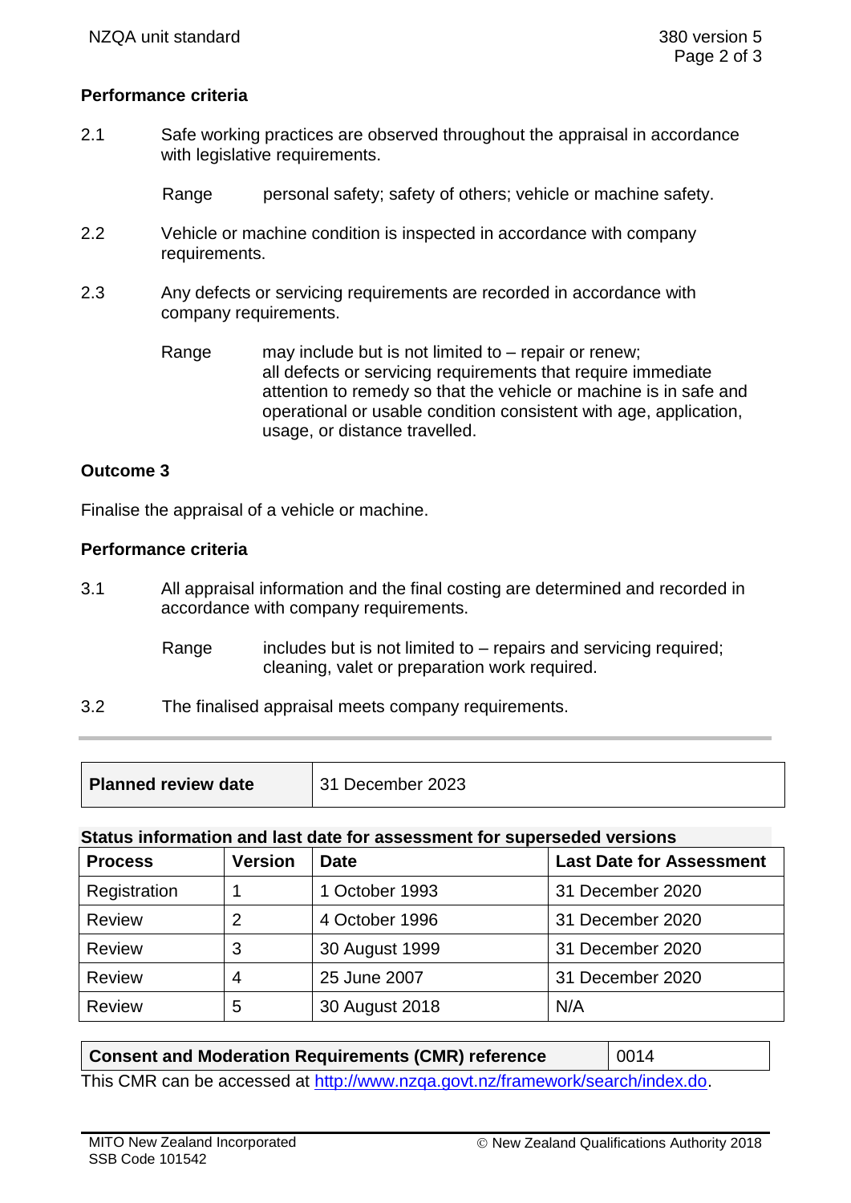### Performance criteria

2.1 Safe working practices are observed throughout the appraisal in accordance with legislative requirements.

Range: personal safety; safety of others; vehicle or machine safety.

2.2 Vehicle or machine condition is inspected in accordance with company requirements.

2.3 Any defects or servicing requirements are recorded in accordance with company requirements.

Range: may include but is not limited to – repair or renew; all defects or servicing requirements that require immediate attention to remedy so that the vehicle or machine is in safe and operational or usable condition consistent with age, application, usage, or distance travelled.

## Outcome 3

Finalise the appraisal of a vehicle or machine.

### Performance criteria

3.1 All appraisal information and the final costing are determined and recorded in accordance with company requirements.

Range: includes but is not limited to – repairs and servicing required; cleaning, valet or preparation work required.

3.2 The finalised appraisal meets company requirements.

| **Planned review date** | 31 December 2023 |
|---|---|

**Status information and last date for assessment for superseded versions**

| Process | Version | Date | Last Date for Assessment |
|---|---|---|---|
| Registration | 1 | 1 October 1993 | 31 December 2020 |
| Review | 2 | 4 October 1996 | 31 December 2020 |
| Review | 3 | 30 August 1999 | 31 December 2020 |
| Review | 4 | 25 June 2007 | 31 December 2020 |
| Review | 5 | 30 August 2018 | N/A |

| **Consent and Moderation Requirements (CMR) reference** | 0014 |
|---|---|

This CMR can be accessed at http://www.nzqa.govt.nz/framework/search/index.do.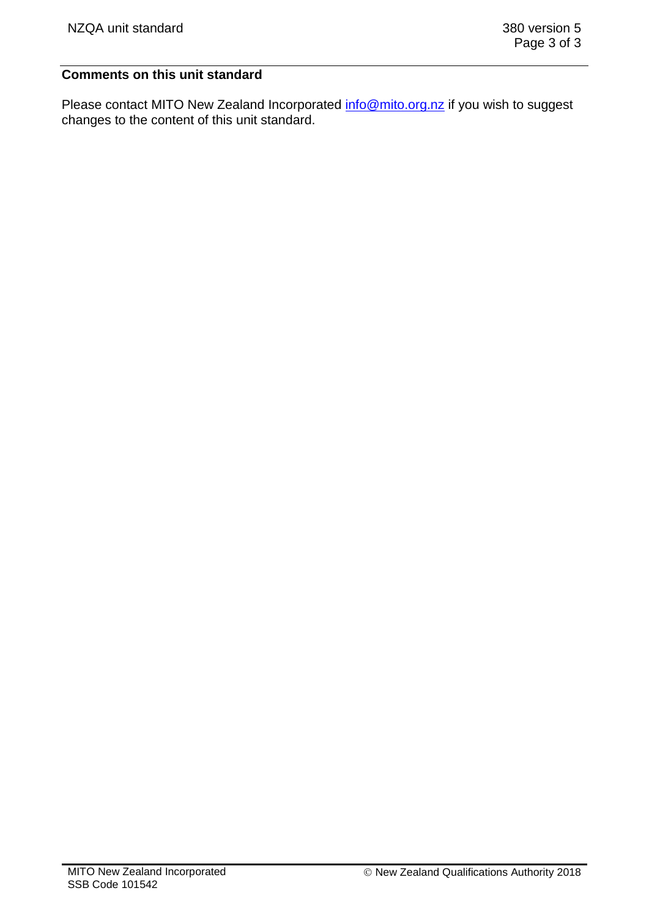## Comments on this unit standard

Please contact MITO New Zealand Incorporated [info@mito.org.nz](mailto:info@mito.org.nz) if you wish to suggest changes to the content of this unit standard.